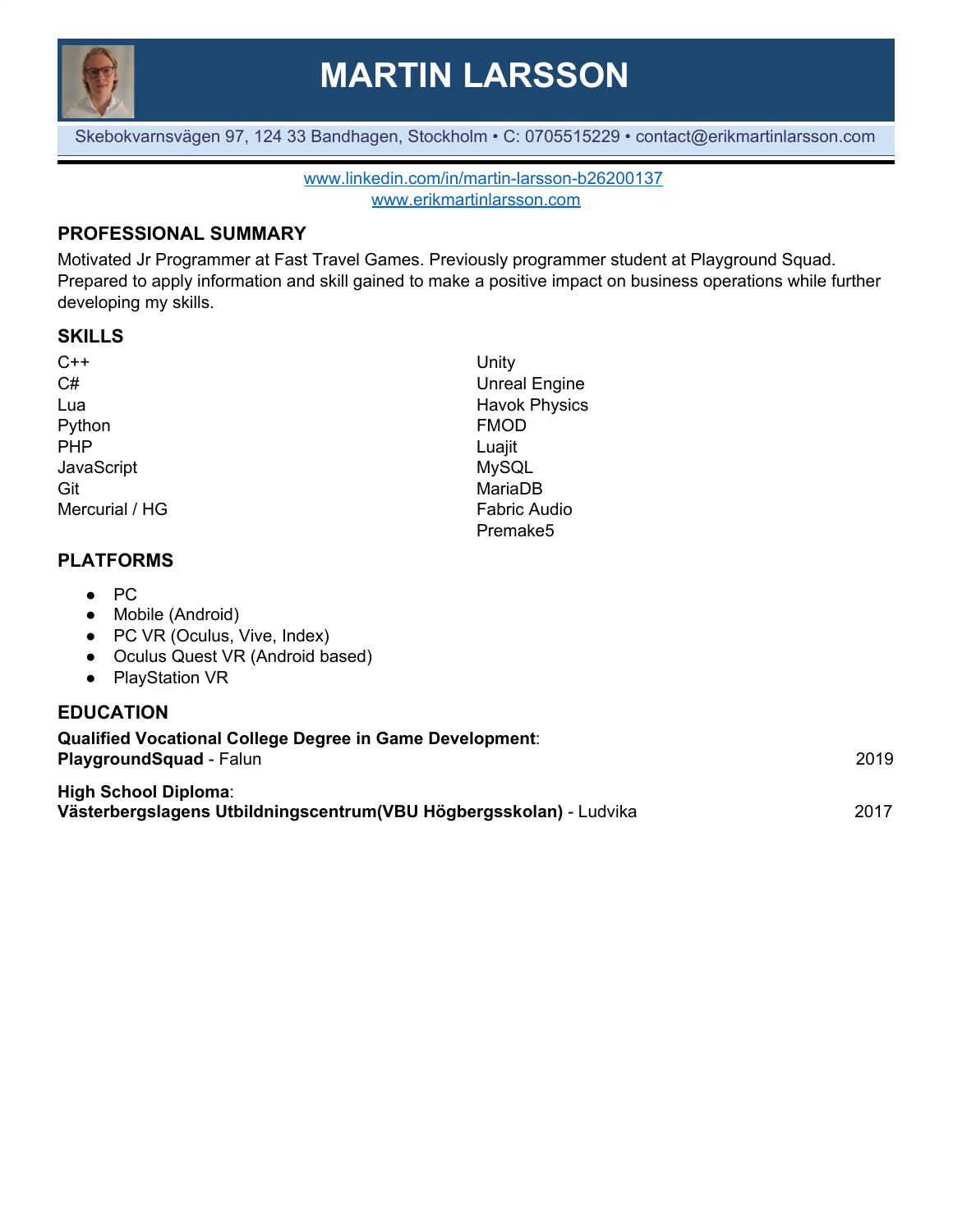# MARTIN LARSSON

Skebokvarnsvägen 97, 124 33 Bandhagen, Stockholm • C: 0705515229 • contact@erikmartinlarsson.com

www.linkedin.com/in/martin-larsson-b26200137
www.erikmartinlarsson.com

## PROFESSIONAL SUMMARY

Motivated Jr Programmer at Fast Travel Games. Previously programmer student at Playground Squad. Prepared to apply information and skill gained to make a positive impact on business operations while further developing my skills.

## SKILLS

C++
C#
Lua
Python
PHP
JavaScript
Git
Mercurial / HG

Unity
Unreal Engine
Havok Physics
FMOD
Luajit
MySQL
MariaDB
Fabric Audio
Premake5

## PLATFORMS

- PC
- Mobile (Android)
- PC VR (Oculus, Vive, Index)
- Oculus Quest VR (Android based)
- PlayStation VR

## EDUCATION

**Qualified Vocational College Degree in Game Development**:
**PlaygroundSquad** - Falun — 2019

**High School Diploma**:
**Västerbergslagens Utbildningscentrum(VBU Högbergsskolan)** - Ludvika — 2017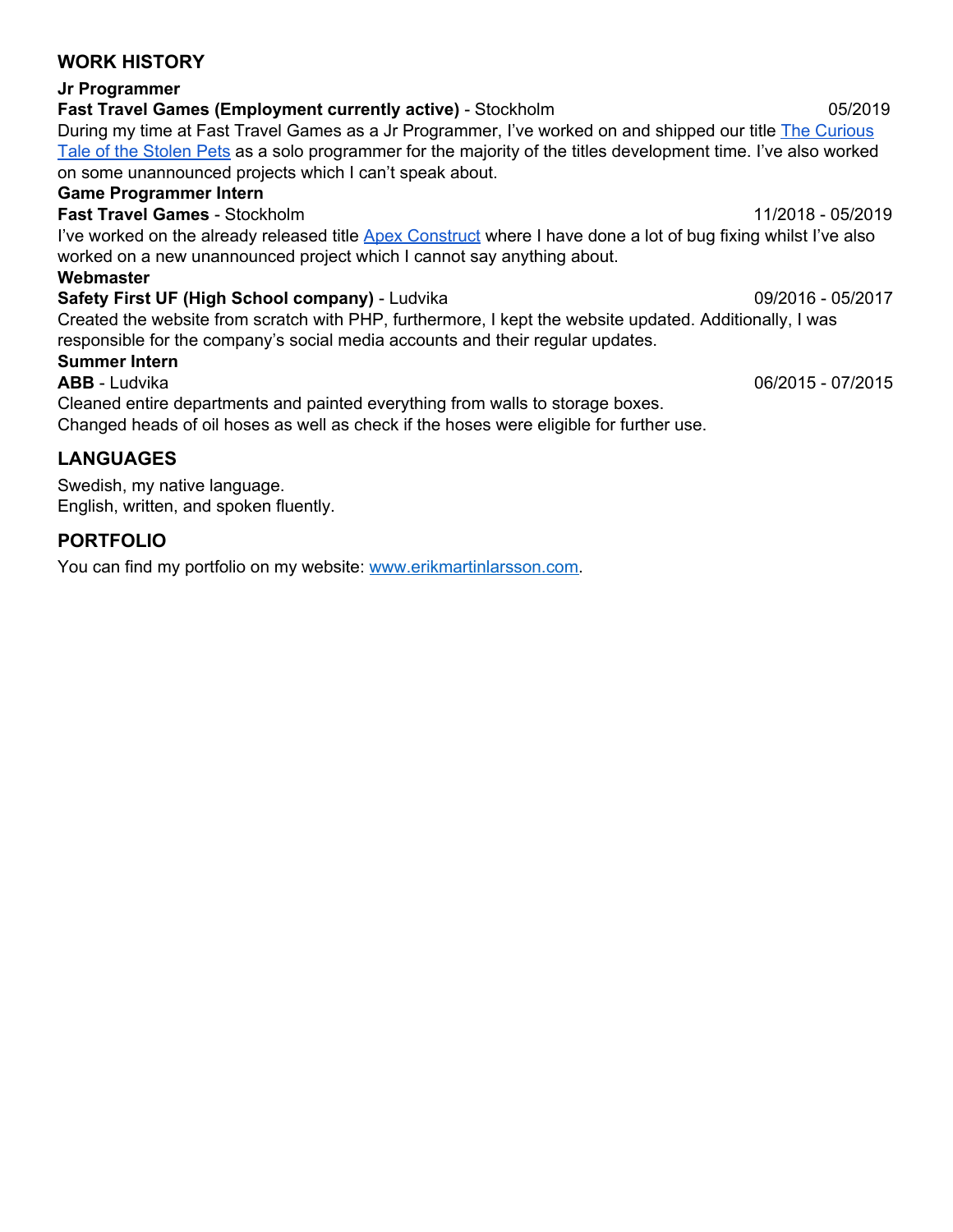## WORK HISTORY

**Jr Programmer**
**Fast Travel Games (Employment currently active)** - Stockholm 05/2019
During my time at Fast Travel Games as a Jr Programmer, I've worked on and shipped our title The Curious Tale of the Stolen Pets as a solo programmer for the majority of the titles development time. I've also worked on some unannounced projects which I can't speak about.

**Game Programmer Intern**
**Fast Travel Games** - Stockholm 11/2018 - 05/2019
I've worked on the already released title Apex Construct where I have done a lot of bug fixing whilst I've also worked on a new unannounced project which I cannot say anything about.

**Webmaster**
**Safety First UF (High School company)** - Ludvika 09/2016 - 05/2017
Created the website from scratch with PHP, furthermore, I kept the website updated. Additionally, I was responsible for the company's social media accounts and their regular updates.

**Summer Intern**
**ABB** - Ludvika 06/2015 - 07/2015
Cleaned entire departments and painted everything from walls to storage boxes.
Changed heads of oil hoses as well as check if the hoses were eligible for further use.

## LANGUAGES

Swedish, my native language.
English, written, and spoken fluently.

## PORTFOLIO

You can find my portfolio on my website: www.erikmartinlarsson.com.